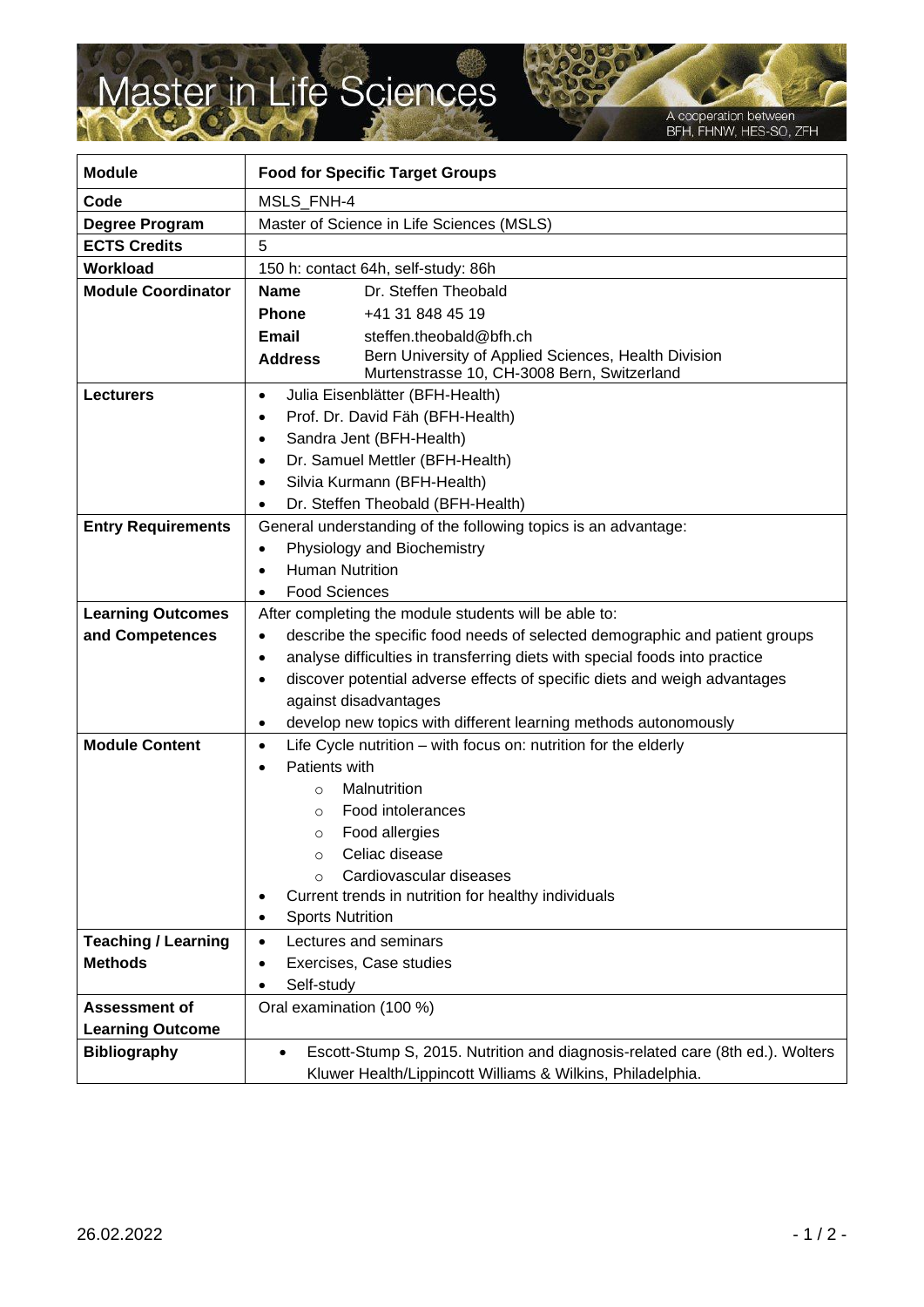# Master in Life Sciences

A cooperation between BFH, FHNW, HES-SO, ZFH

| Module | **Food for Specific Target Groups** |
|---|---|
| Code | MSLS_FNH-4 |
| Degree Program | Master of Science in Life Sciences (MSLS) |
| ECTS Credits | 5 |
| Workload | 150 h: contact 64h, self-study: 86h |
| Module Coordinator | **Name** Dr. Steffen Theobald<br>**Phone** +41 31 848 45 19<br>**Email** steffen.theobald@bfh.ch<br>**Address** Bern University of Applied Sciences, Health Division Murtenstrasse 10, CH-3008 Bern, Switzerland |
| Lecturers | • Julia Eisenblätter (BFH-Health)<br>• Prof. Dr. David Fäh (BFH-Health)<br>• Sandra Jent (BFH-Health)<br>• Dr. Samuel Mettler (BFH-Health)<br>• Silvia Kurmann (BFH-Health)<br>• Dr. Steffen Theobald (BFH-Health) |
| Entry Requirements | General understanding of the following topics is an advantage:<br>• Physiology and Biochemistry<br>• Human Nutrition<br>• Food Sciences |
| Learning Outcomes and Competences | After completing the module students will be able to:<br>• describe the specific food needs of selected demographic and patient groups<br>• analyse difficulties in transferring diets with special foods into practice<br>• discover potential adverse effects of specific diets and weigh advantages against disadvantages<br>• develop new topics with different learning methods autonomously |
| Module Content | • Life Cycle nutrition – with focus on: nutrition for the elderly<br>• Patients with<br>  ◦ Malnutrition<br>  ◦ Food intolerances<br>  ◦ Food allergies<br>  ◦ Celiac disease<br>  ◦ Cardiovascular diseases<br>• Current trends in nutrition for healthy individuals<br>• Sports Nutrition |
| Teaching / Learning Methods | • Lectures and seminars<br>• Exercises, Case studies<br>• Self-study |
| Assessment of Learning Outcome | Oral examination (100 %) |
| Bibliography | • Escott-Stump S, 2015. Nutrition and diagnosis-related care (8th ed.). Wolters Kluwer Health/Lippincott Williams & Wilkins, Philadelphia. |

26.02.2022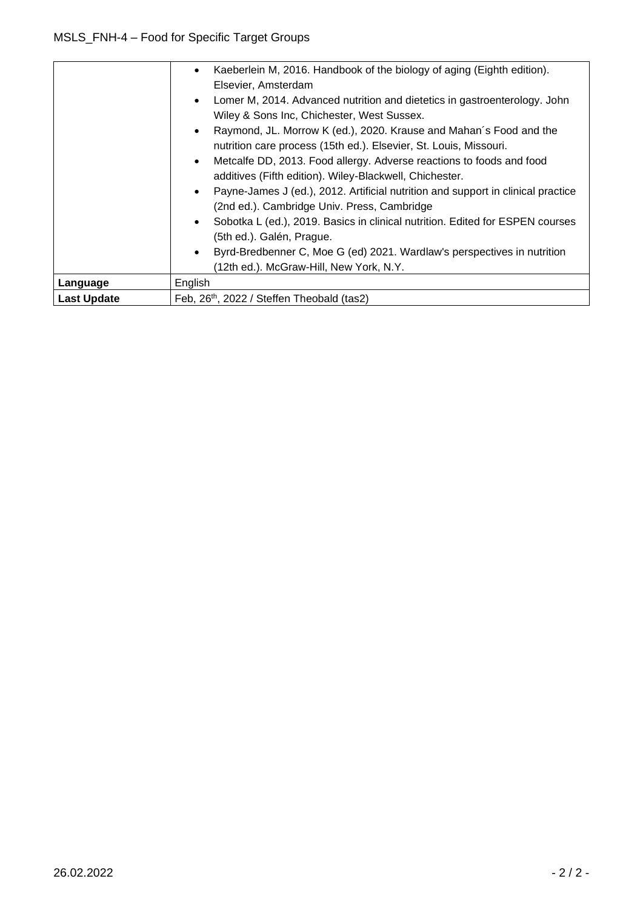| | |
|---|---|
| | • Kaeberlein M, 2016. Handbook of the biology of aging (Eighth edition). Elsevier, Amsterdam<br>• Lomer M, 2014. Advanced nutrition and dietetics in gastroenterology. John Wiley & Sons Inc, Chichester, West Sussex.<br>• Raymond, JL. Morrow K (ed.), 2020. Krause and Mahan´s Food and the nutrition care process (15th ed.). Elsevier, St. Louis, Missouri.<br>• Metcalfe DD, 2013. Food allergy. Adverse reactions to foods and food additives (Fifth edition). Wiley-Blackwell, Chichester.<br>• Payne-James J (ed.), 2012. Artificial nutrition and support in clinical practice (2nd ed.). Cambridge Univ. Press, Cambridge<br>• Sobotka L (ed.), 2019. Basics in clinical nutrition. Edited for ESPEN courses (5th ed.). Galén, Prague.<br>• Byrd-Bredbenner C, Moe G (ed) 2021. Wardlaw's perspectives in nutrition (12th ed.). McGraw-Hill, New York, N.Y. |
| **Language** | English |
| **Last Update** | Feb, 26th, 2022 / Steffen Theobald (tas2) |